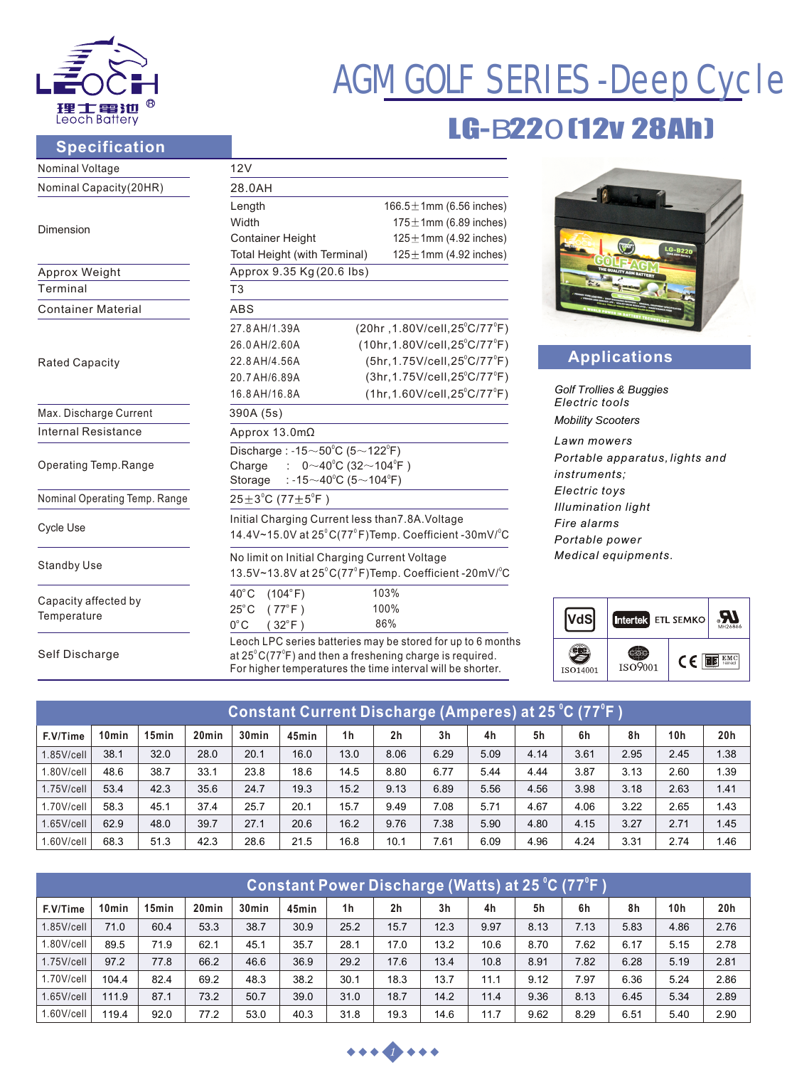# AGM GOLF SERIES - Deep Cycle

## LG-B220 (12v 28Ah)

## Specification

| | |
|---|---|
| Nominal Voltage | 12V |
| Nominal Capacity(20HR) | 28.0AH |
| Dimension | Length 166.5±1mm (6.56 inches)<br>Width 175±1mm (6.89 inches)<br>Container Height 125±1mm (4.92 inches)<br>Total Height (with Terminal) 125±1mm (4.92 inches) |
| Approx Weight | Approx 9.35 Kg(20.6 lbs) |
| Terminal | T3 |
| Container Material | ABS |
| Rated Capacity | 27.8AH/1.39A (20hr ,1.80V/cell,25°C/77°F)<br>26.0AH/2.60A (10hr,1.80V/cell,25°C/77°F)<br>22.8AH/4.56A (5hr,1.75V/cell,25°C/77°F)<br>20.7AH/6.89A (3hr,1.75V/cell,25°C/77°F)<br>16.8AH/16.8A (1hr,1.60V/cell,25°C/77°F) |
| Max. Discharge Current | 390A (5s) |
| Internal Resistance | Approx 13.0mΩ |
| Operating Temp.Range | Discharge : -15~50°C (5~122°F)<br>Charge : 0~40°C (32~104°F )<br>Storage : -15~40°C (5~104°F) |
| Nominal Operating Temp. Range | 25±3°C (77±5°F ) |
| Cycle Use | Initial Charging Current less than7.8A.Voltage<br>14.4V~15.0V at 25°C(77°F)Temp. Coefficient -30mV/°C |
| Standby Use | No limit on Initial Charging Current Voltage<br>13.5V~13.8V at 25°C(77°F)Temp. Coefficient -20mV/°C |
| Capacity affected by Temperature | 40°C (104°F) 103%<br>25°C (77°F ) 100%<br>0°C (32°F ) 86% |
| Self Discharge | Leoch LPC series batteries may be stored for up to 6 months at 25°C(77°F) and then a freshening charge is required. For higher temperatures the time interval will be shorter. |

## Applications

*Golf Trollies & Buggies*
*Electric tools*
*Mobility Scooters*
*Lawn mowers*
*Portable apparatus, lights and instruments;*
*Electric toys*
*Illumination light*
*Fire alarms*
*Portable power*
*Medical equipments.*

VdS | Intertek ETL SEMKO | UR MH26866 | ISO14001 | ISO9001 | CE | EMC

## Constant Current Discharge (Amperes) at 25°C (77°F )

| F.V/Time | 10min | 15min | 20min | 30min | 45min | 1h | 2h | 3h | 4h | 5h | 6h | 8h | 10h | 20h |
|---|---|---|---|---|---|---|---|---|---|---|---|---|---|---|
| 1.85V/cell | 38.1 | 32.0 | 28.0 | 20.1 | 16.0 | 13.0 | 8.06 | 6.29 | 5.09 | 4.14 | 3.61 | 2.95 | 2.45 | 1.38 |
| 1.80V/cell | 48.6 | 38.7 | 33.1 | 23.8 | 18.6 | 14.5 | 8.80 | 6.77 | 5.44 | 4.44 | 3.87 | 3.13 | 2.60 | 1.39 |
| 1.75V/cell | 53.4 | 42.3 | 35.6 | 24.7 | 19.3 | 15.2 | 9.13 | 6.89 | 5.56 | 4.56 | 3.98 | 3.18 | 2.63 | 1.41 |
| 1.70V/cell | 58.3 | 45.1 | 37.4 | 25.7 | 20.1 | 15.7 | 9.49 | 7.08 | 5.71 | 4.67 | 4.06 | 3.22 | 2.65 | 1.43 |
| 1.65V/cell | 62.9 | 48.0 | 39.7 | 27.1 | 20.6 | 16.2 | 9.76 | 7.38 | 5.90 | 4.80 | 4.15 | 3.27 | 2.71 | 1.45 |
| 1.60V/cell | 68.3 | 51.3 | 42.3 | 28.6 | 21.5 | 16.8 | 10.1 | 7.61 | 6.09 | 4.96 | 4.24 | 3.31 | 2.74 | 1.46 |

## Constant Power Discharge (Watts) at 25°C (77°F )

| F.V/Time | 10min | 15min | 20min | 30min | 45min | 1h | 2h | 3h | 4h | 5h | 6h | 8h | 10h | 20h |
|---|---|---|---|---|---|---|---|---|---|---|---|---|---|---|
| 1.85V/cell | 71.0 | 60.4 | 53.3 | 38.7 | 30.9 | 25.2 | 15.7 | 12.3 | 9.97 | 8.13 | 7.13 | 5.83 | 4.86 | 2.76 |
| 1.80V/cell | 89.5 | 71.9 | 62.1 | 45.1 | 35.7 | 28.1 | 17.0 | 13.2 | 10.6 | 8.70 | 7.62 | 6.17 | 5.15 | 2.78 |
| 1.75V/cell | 97.2 | 77.8 | 66.2 | 46.6 | 36.9 | 29.2 | 17.6 | 13.4 | 10.8 | 8.91 | 7.82 | 6.28 | 5.19 | 2.81 |
| 1.70V/cell | 104.4 | 82.4 | 69.2 | 48.3 | 38.2 | 30.1 | 18.3 | 13.7 | 11.1 | 9.12 | 7.97 | 6.36 | 5.24 | 2.86 |
| 1.65V/cell | 111.9 | 87.1 | 73.2 | 50.7 | 39.0 | 31.0 | 18.7 | 14.2 | 11.4 | 9.36 | 8.13 | 6.45 | 5.34 | 2.89 |
| 1.60V/cell | 119.4 | 92.0 | 77.2 | 53.0 | 40.3 | 31.8 | 19.3 | 14.6 | 11.7 | 9.62 | 8.29 | 6.51 | 5.40 | 2.90 |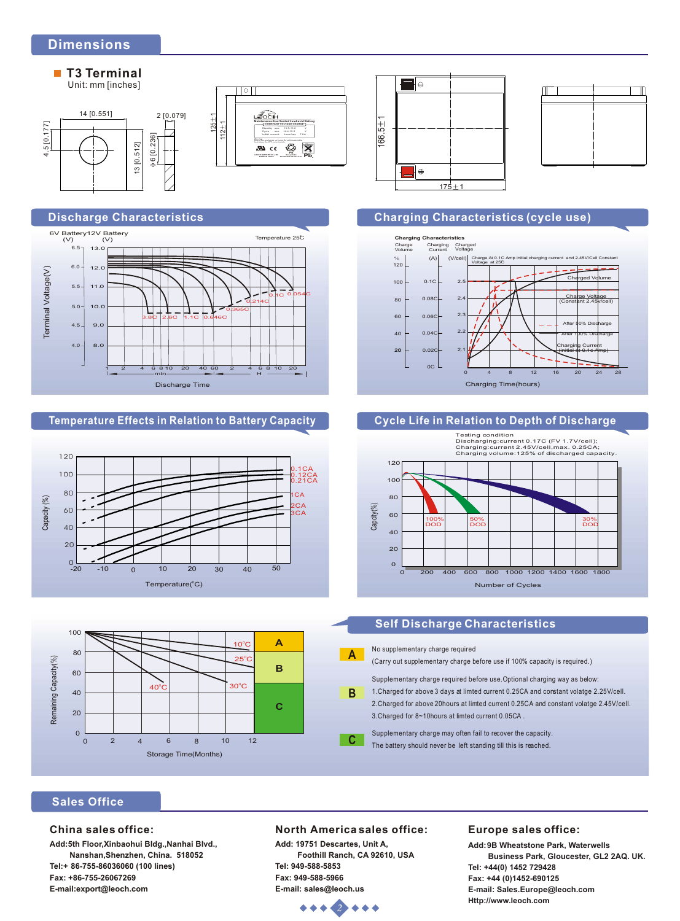## Dimensions

**T3 Terminal**

Unit: mm [inches]

14 [0.551]
2 [0.079]
4.5 [0.177]
13 [0.512]
ϕ6 [0.236]
125±1
112±1
166.5±1
175±1

## Discharge Characteristics

6V Battery 12V Battery
(V) (V)
Temperature 25C
Terminal Voltage(V)
6.5 13.0
6.0 12.0
5.5 11.0
5.0 10.0
4.5 9.0
4.0 8.0
3.8C 2.6C 1.1C 0.646C 0.365C 0.214C 0.1C 0.054C
1 2 4 6 8 10 20 40 60 2 4 6 8 10 20
min H
Discharge Time

## Charging Characteristics (cycle use)

Charging Characteristics
Charge Volume | Charging Current | Charged Voltage
% (A) (V/cell)
Charge At 0.1C Amp initial charging current and 2.45V/Cell Constant Voltage at 25C
120
100 0.1C 2.5
80 0.08C 2.4
60 0.06C 2.3
40 0.04C 2.2
20 0.02C 2.1
0C
Charged Volume
Charge Voltage (Constant 2.45V/cell)
After 50% Discharge
After 100% Discharge
Charging Current (initial at 0.1c Amp)
0 4 8 12 16 20 24 28
Charging Time(hours)

## Temperature Effects in Relation to Battery Capacity

Capacity (%)
120
100
80
60
40
20
0
0.1CA
0.12CA
0.21CA
1CA
2CA
3CA
-20 -10 0 10 20 30 40 50
Temperature(°C)

## Cycle Life in Relation to Depth of Discharge

Testing condition
Discharging:current 0.17C (FV 1.7V/cell);
Charging:current 2.45V/cell,max. 0.25CA;
Charging volume:125% of discharged capacity.

Capacity(%)
120
100
80
60
40
20
0
100% DOD
50% DOD
30% DOD
0 200 400 600 800 1000 1200 1400 1600 1800
Number of Cycles

Remaining Capacity(%)
100
80
60
40
20
0
10°C
25°C
30°C
40°C
A
B
C
0 2 4 6 8 10 12
Storage Time(Months)

## Self Discharge Characteristics

**A** No supplementary charge required
(Carry out supplementary charge before use if 100% capacity is required.)

**B** Supplementary charge required before use. Optional charging way as below:
1. Charged for above 3 days at limted current 0.25CA and constant volatge 2.25V/cell.
2. Charged for above 20hours at limted current 0.25CA and constant volatge 2.45V/cell.
3. Charged for 8~10hours at limted current 0.05CA .

**C** Supplementary charge may often fail to recover the capacity.
The battery should never be left standing till this is reached.

## Sales Office

### China sales office:

Add:5th Floor,Xinbaohui Bldg.,Nanhai Blvd.,
Nanshan,Shenzhen, China. 518052
Tel:+ 86-755-86036060 (100 lines)
Fax: +86-755-26067269
E-mail:export@leoch.com

### North America sales office:

Add: 19751 Descartes, Unit A,
Foothill Ranch, CA 92610, USA
Tel: 949-588-5853
Fax: 949-588-5966
E-mail: sales@leoch.us

### Europe sales office:

Add: 9B Wheatstone Park, Waterwells
Business Park, Gloucester, GL2 2AQ. UK.
Tel: +44(0) 1452 729428
Fax: +44 (0)1452-690125
E-mail: Sales.Europe@leoch.com
Http://www.leoch.com